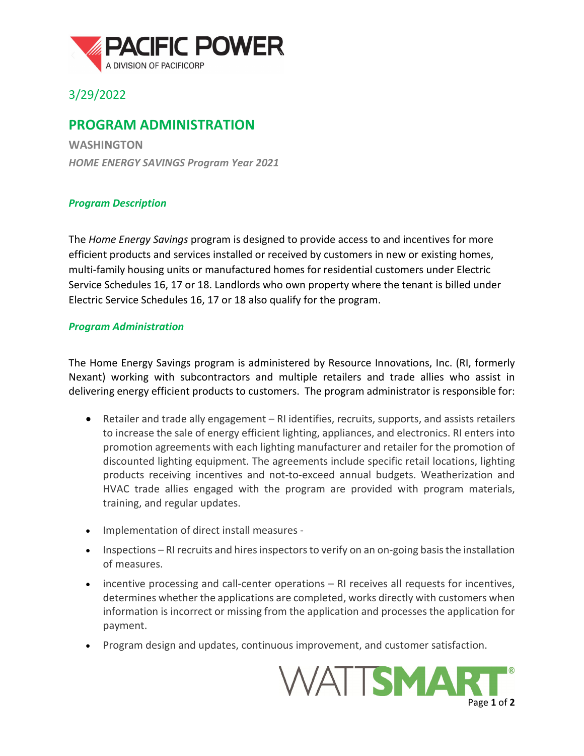3/29/2022

# PROGRAM ADMINISTRATION

**WASHINGTON**

***HOME ENERGY SAVINGS Program Year 2021***

### *Program Description*

The *Home Energy Savings* program is designed to provide access to and incentives for more efficient products and services installed or received by customers in new or existing homes, multi-family housing units or manufactured homes for residential customers under Electric Service Schedules 16, 17 or 18. Landlords who own property where the tenant is billed under Electric Service Schedules 16, 17 or 18 also qualify for the program.

### *Program Administration*

The Home Energy Savings program is administered by Resource Innovations, Inc. (RI, formerly Nexant) working with subcontractors and multiple retailers and trade allies who assist in delivering energy efficient products to customers. The program administrator is responsible for:

- Retailer and trade ally engagement – RI identifies, recruits, supports, and assists retailers to increase the sale of energy efficient lighting, appliances, and electronics. RI enters into promotion agreements with each lighting manufacturer and retailer for the promotion of discounted lighting equipment. The agreements include specific retail locations, lighting products receiving incentives and not-to-exceed annual budgets. Weatherization and HVAC trade allies engaged with the program are provided with program materials, training, and regular updates.
- Implementation of direct install measures -
- Inspections – RI recruits and hires inspectors to verify on an on-going basis the installation of measures.
- incentive processing and call-center operations – RI receives all requests for incentives, determines whether the applications are completed, works directly with customers when information is incorrect or missing from the application and processes the application for payment.
- Program design and updates, continuous improvement, and customer satisfaction.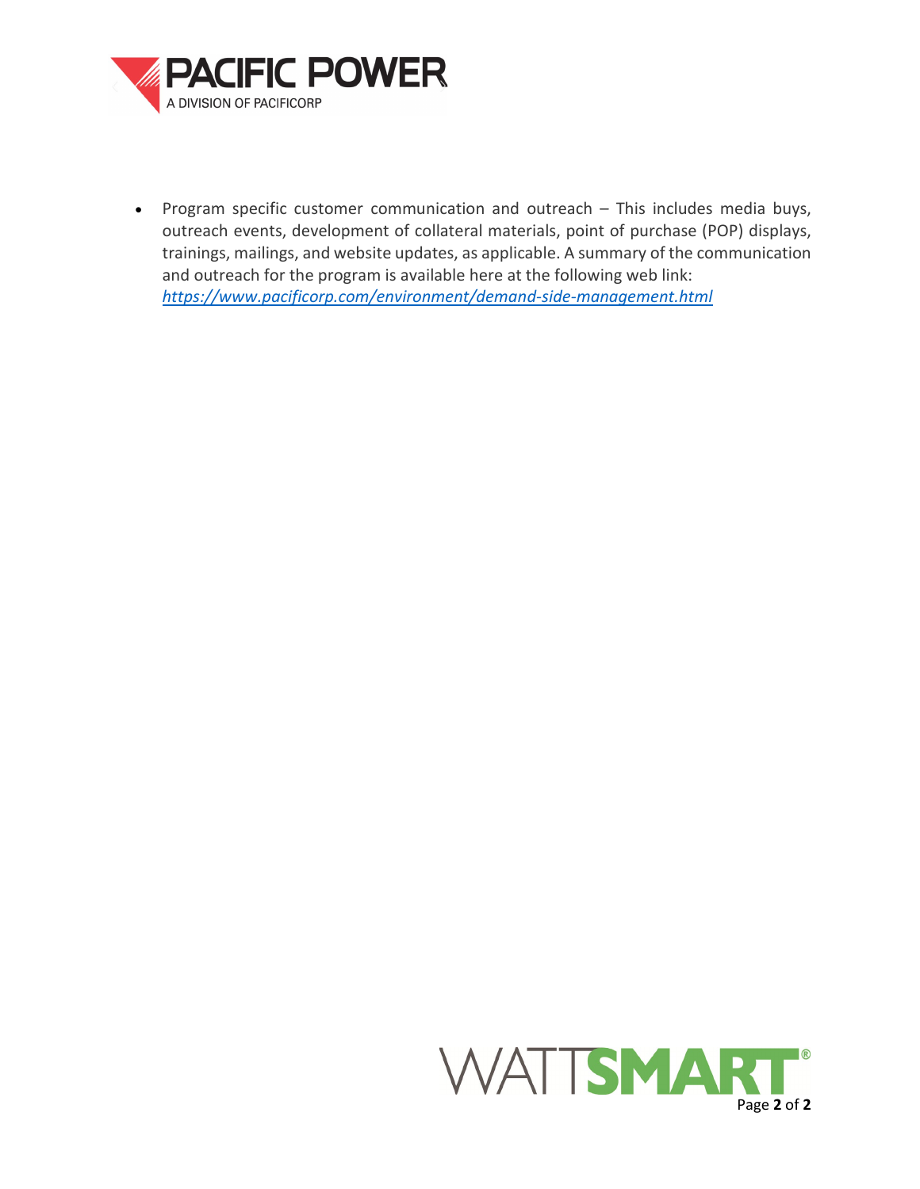- Program specific customer communication and outreach – This includes media buys, outreach events, development of collateral materials, point of purchase (POP) displays, trainings, mailings, and website updates, as applicable. A summary of the communication and outreach for the program is available here at the following web link: *https://www.pacificorp.com/environment/demand-side-management.html*